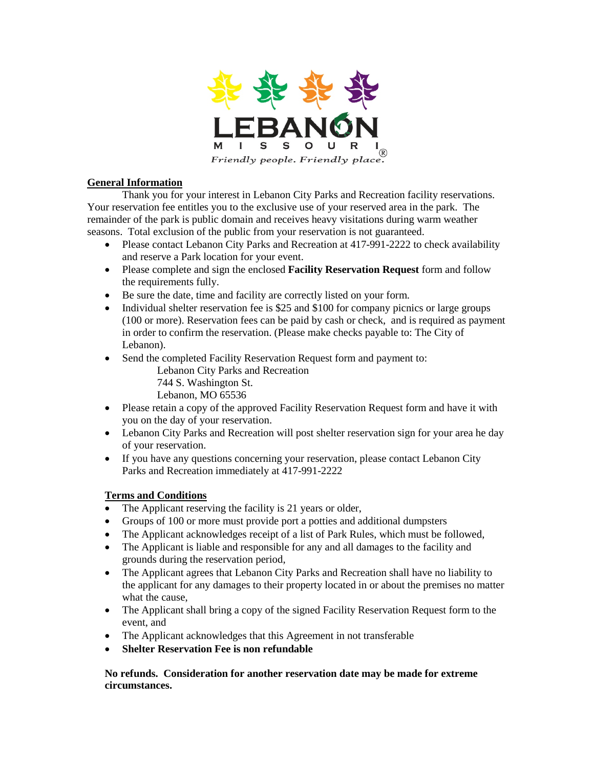LEBANON MISSOURI®

*Friendly people. Friendly place.*

## General Information

Thank you for your interest in Lebanon City Parks and Recreation facility reservations. Your reservation fee entitles you to the exclusive use of your reserved area in the park. The remainder of the park is public domain and receives heavy visitations during warm weather seasons. Total exclusion of the public from your reservation is not guaranteed.

- Please contact Lebanon City Parks and Recreation at 417-991-2222 to check availability and reserve a Park location for your event.
- Please complete and sign the enclosed **Facility Reservation Request** form and follow the requirements fully.
- Be sure the date, time and facility are correctly listed on your form.
- Individual shelter reservation fee is $25 and $100 for company picnics or large groups (100 or more). Reservation fees can be paid by cash or check, and is required as payment in order to confirm the reservation. (Please make checks payable to: The City of Lebanon).
- Send the completed Facility Reservation Request form and payment to:
  Lebanon City Parks and Recreation
  744 S. Washington St.
  Lebanon, MO 65536
- Please retain a copy of the approved Facility Reservation Request form and have it with you on the day of your reservation.
- Lebanon City Parks and Recreation will post shelter reservation sign for your area he day of your reservation.
- If you have any questions concerning your reservation, please contact Lebanon City Parks and Recreation immediately at 417-991-2222

## Terms and Conditions

- The Applicant reserving the facility is 21 years or older,
- Groups of 100 or more must provide port a potties and additional dumpsters
- The Applicant acknowledges receipt of a list of Park Rules, which must be followed,
- The Applicant is liable and responsible for any and all damages to the facility and grounds during the reservation period,
- The Applicant agrees that Lebanon City Parks and Recreation shall have no liability to the applicant for any damages to their property located in or about the premises no matter what the cause,
- The Applicant shall bring a copy of the signed Facility Reservation Request form to the event, and
- The Applicant acknowledges that this Agreement in not transferable
- **Shelter Reservation Fee is non refundable**

**No refunds. Consideration for another reservation date may be made for extreme circumstances.**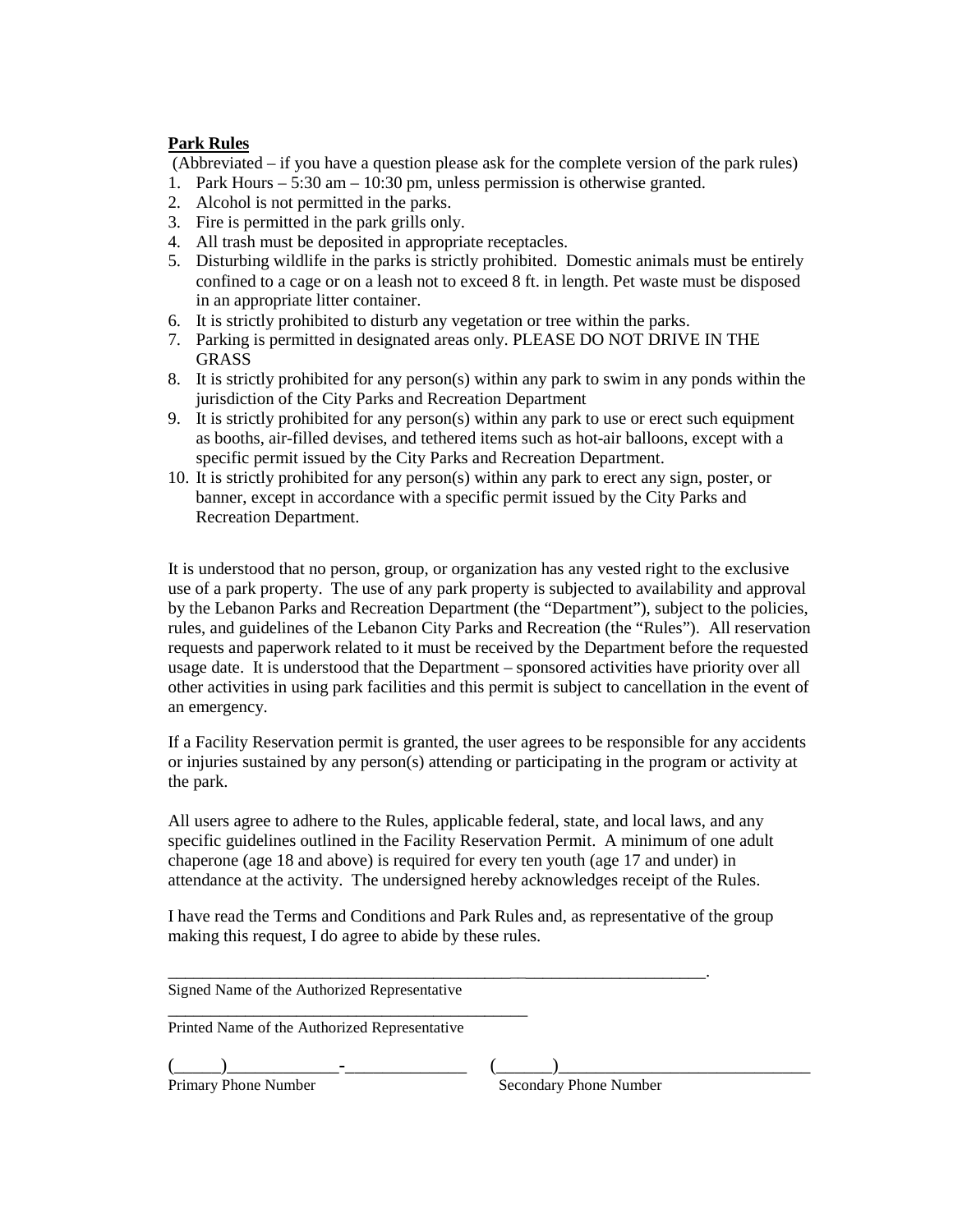**Park Rules**

(Abbreviated – if you have a question please ask for the complete version of the park rules)

1. Park Hours – 5:30 am – 10:30 pm, unless permission is otherwise granted.
2. Alcohol is not permitted in the parks.
3. Fire is permitted in the park grills only.
4. All trash must be deposited in appropriate receptacles.
5. Disturbing wildlife in the parks is strictly prohibited. Domestic animals must be entirely confined to a cage or on a leash not to exceed 8 ft. in length. Pet waste must be disposed in an appropriate litter container.
6. It is strictly prohibited to disturb any vegetation or tree within the parks.
7. Parking is permitted in designated areas only. PLEASE DO NOT DRIVE IN THE GRASS
8. It is strictly prohibited for any person(s) within any park to swim in any ponds within the jurisdiction of the City Parks and Recreation Department
9. It is strictly prohibited for any person(s) within any park to use or erect such equipment as booths, air-filled devises, and tethered items such as hot-air balloons, except with a specific permit issued by the City Parks and Recreation Department.
10. It is strictly prohibited for any person(s) within any park to erect any sign, poster, or banner, except in accordance with a specific permit issued by the City Parks and Recreation Department.

It is understood that no person, group, or organization has any vested right to the exclusive use of a park property. The use of any park property is subjected to availability and approval by the Lebanon Parks and Recreation Department (the "Department"), subject to the policies, rules, and guidelines of the Lebanon City Parks and Recreation (the "Rules"). All reservation requests and paperwork related to it must be received by the Department before the requested usage date. It is understood that the Department – sponsored activities have priority over all other activities in using park facilities and this permit is subject to cancellation in the event of an emergency.

If a Facility Reservation permit is granted, the user agrees to be responsible for any accidents or injuries sustained by any person(s) attending or participating in the program or activity at the park.

All users agree to adhere to the Rules, applicable federal, state, and local laws, and any specific guidelines outlined in the Facility Reservation Permit. A minimum of one adult chaperone (age 18 and above) is required for every ten youth (age 17 and under) in attendance at the activity. The undersigned hereby acknowledges receipt of the Rules.

I have read the Terms and Conditions and Park Rules and, as representative of the group making this request, I do agree to abide by these rules.

_____________________________________________________________________.
Signed Name of the Authorized Representative

_____________________________________________
Printed Name of the Authorized Representative

(_____)____________-_____________ (______)_____________________________
Primary Phone Number Secondary Phone Number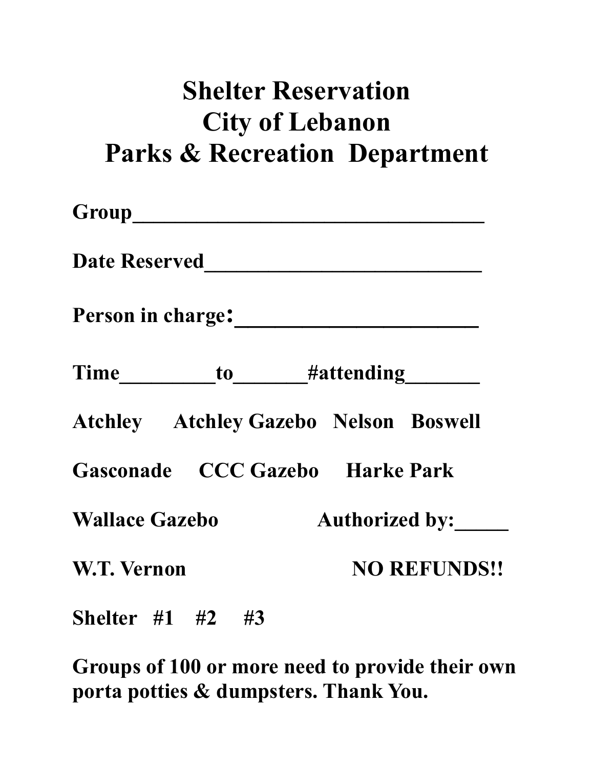# Shelter Reservation
# City of Lebanon
# Parks & Recreation Department

**Group**_________________________________

**Date Reserved**__________________________

**Person in charge:**______________________

**Time**_________**to**_______**#attending**_______

**Atchley     Atchley Gazebo   Nelson   Boswell**

**Gasconade     CCC Gazebo     Harke Park**

**Wallace Gazebo**                **Authorized by:**_____

**W.T. Vernon**                        **NO REFUNDS!!**

**Shelter   #1    #2    #3**

**Groups of 100 or more need to provide their own porta potties & dumpsters. Thank You.**